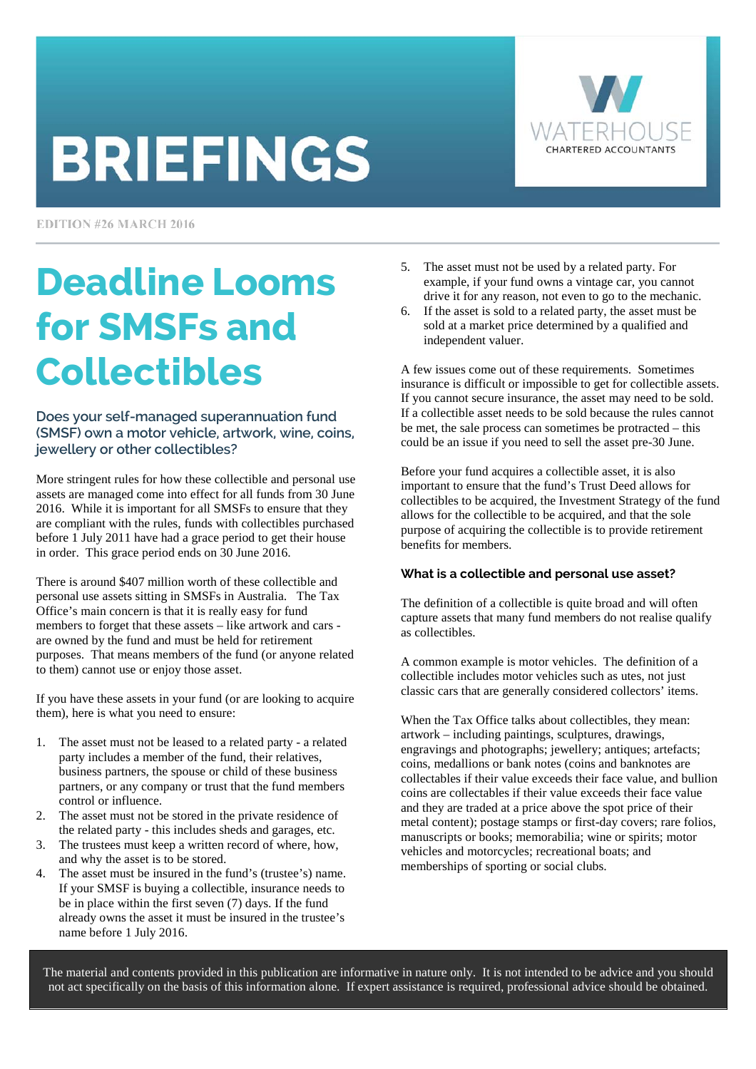# BRIEFINGS

WATERHOUSE
CHARTERED ACCOUNTANTS

EDITION #26 MARCH 2016

## Deadline Looms for SMSFs and Collectibles

### Does your self-managed superannuation fund (SMSF) own a motor vehicle, artwork, wine, coins, jewellery or other collectibles?

More stringent rules for how these collectible and personal use assets are managed come into effect for all funds from 30 June 2016. While it is important for all SMSFs to ensure that they are compliant with the rules, funds with collectibles purchased before 1 July 2011 have had a grace period to get their house in order. This grace period ends on 30 June 2016.

There is around $407 million worth of these collectible and personal use assets sitting in SMSFs in Australia. The Tax Office's main concern is that it is really easy for fund members to forget that these assets – like artwork and cars - are owned by the fund and must be held for retirement purposes. That means members of the fund (or anyone related to them) cannot use or enjoy those asset.

If you have these assets in your fund (or are looking to acquire them), here is what you need to ensure:

1. The asset must not be leased to a related party - a related party includes a member of the fund, their relatives, business partners, the spouse or child of these business partners, or any company or trust that the fund members control or influence.
2. The asset must not be stored in the private residence of the related party - this includes sheds and garages, etc.
3. The trustees must keep a written record of where, how, and why the asset is to be stored.
4. The asset must be insured in the fund's (trustee's) name. If your SMSF is buying a collectible, insurance needs to be in place within the first seven (7) days. If the fund already owns the asset it must be insured in the trustee's name before 1 July 2016.
5. The asset must not be used by a related party. For example, if your fund owns a vintage car, you cannot drive it for any reason, not even to go to the mechanic.
6. If the asset is sold to a related party, the asset must be sold at a market price determined by a qualified and independent valuer.

A few issues come out of these requirements. Sometimes insurance is difficult or impossible to get for collectible assets. If you cannot secure insurance, the asset may need to be sold. If a collectible asset needs to be sold because the rules cannot be met, the sale process can sometimes be protracted – this could be an issue if you need to sell the asset pre-30 June.

Before your fund acquires a collectible asset, it is also important to ensure that the fund's Trust Deed allows for collectibles to be acquired, the Investment Strategy of the fund allows for the collectible to be acquired, and that the sole purpose of acquiring the collectible is to provide retirement benefits for members.

### What is a collectible and personal use asset?

The definition of a collectible is quite broad and will often capture assets that many fund members do not realise qualify as collectibles.

A common example is motor vehicles. The definition of a collectible includes motor vehicles such as utes, not just classic cars that are generally considered collectors' items.

When the Tax Office talks about collectibles, they mean: artwork – including paintings, sculptures, drawings, engravings and photographs; jewellery; antiques; artefacts; coins, medallions or bank notes (coins and banknotes are collectables if their value exceeds their face value, and bullion coins are collectables if their value exceeds their face value and they are traded at a price above the spot price of their metal content); postage stamps or first-day covers; rare folios, manuscripts or books; memorabilia; wine or spirits; motor vehicles and motorcycles; recreational boats; and memberships of sporting or social clubs.

The material and contents provided in this publication are informative in nature only. It is not intended to be advice and you should not act specifically on the basis of this information alone. If expert assistance is required, professional advice should be obtained.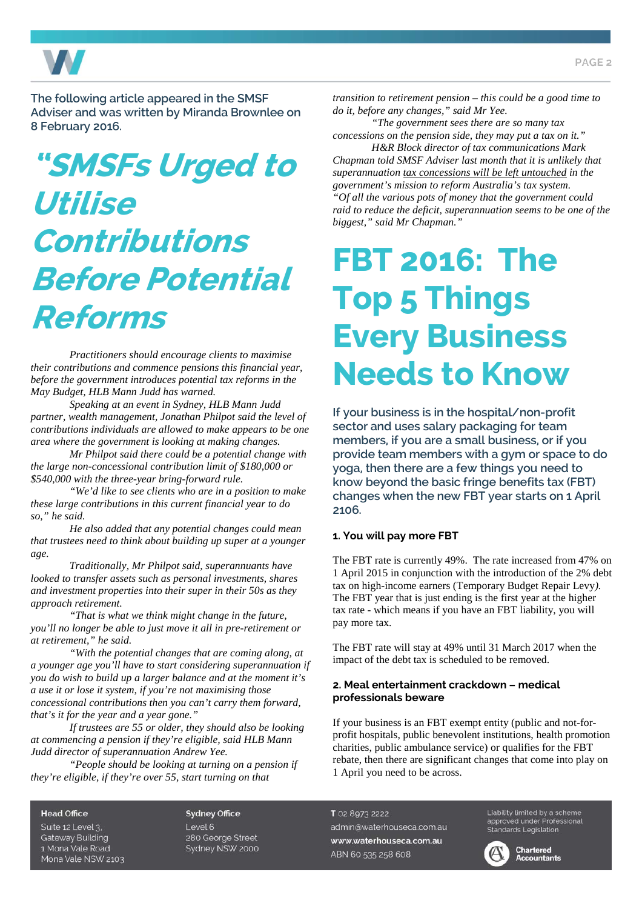The following article appeared in the SMSF Adviser and was written by Miranda Brownlee on 8 February 2016.

# "SMSFs Urged to Utilise Contributions Before Potential Reforms

*Practitioners should encourage clients to maximise their contributions and commence pensions this financial year, before the government introduces potential tax reforms in the May Budget, HLB Mann Judd has warned.*

*Speaking at an event in Sydney, HLB Mann Judd partner, wealth management, Jonathan Philpot said the level of contributions individuals are allowed to make appears to be one area where the government is looking at making changes.*

*Mr Philpot said there could be a potential change with the large non-concessional contribution limit of $180,000 or $540,000 with the three-year bring-forward rule.*

*"We'd like to see clients who are in a position to make these large contributions in this current financial year to do so," he said.*

*He also added that any potential changes could mean that trustees need to think about building up super at a younger age.*

*Traditionally, Mr Philpot said, superannuants have looked to transfer assets such as personal investments, shares and investment properties into their super in their 50s as they approach retirement.*

*"That is what we think might change in the future, you'll no longer be able to just move it all in pre-retirement or at retirement," he said.*

*"With the potential changes that are coming along, at a younger age you'll have to start considering superannuation if you do wish to build up a larger balance and at the moment it's a use it or lose it system, if you're not maximising those concessional contributions then you can't carry them forward, that's it for the year and a year gone."*

*If trustees are 55 or older, they should also be looking at commencing a pension if they're eligible, said HLB Mann Judd director of superannuation Andrew Yee.*

*"People should be looking at turning on a pension if they're eligible, if they're over 55, start turning on that transition to retirement pension – this could be a good time to do it, before any changes," said Mr Yee.*

*"The government sees there are so many tax concessions on the pension side, they may put a tax on it."*

*H&R Block director of tax communications Mark Chapman told SMSF Adviser last month that it is unlikely that superannuation tax concessions will be left untouched in the government's mission to reform Australia's tax system. "Of all the various pots of money that the government could raid to reduce the deficit, superannuation seems to be one of the biggest," said Mr Chapman."*

# FBT 2016: The Top 5 Things Every Business Needs to Know

**If your business is in the hospital/non-profit sector and uses salary packaging for team members, if you are a small business, or if you provide team members with a gym or space to do yoga, then there are a few things you need to know beyond the basic fringe benefits tax (FBT) changes when the new FBT year starts on 1 April 2106.**

### 1. You will pay more FBT

The FBT rate is currently 49%. The rate increased from 47% on 1 April 2015 in conjunction with the introduction of the 2% debt tax on high-income earners (Temporary Budget Repair Levy*).* The FBT year that is just ending is the first year at the higher tax rate - which means if you have an FBT liability, you will pay more tax.

The FBT rate will stay at 49% until 31 March 2017 when the impact of the debt tax is scheduled to be removed.

### 2. Meal entertainment crackdown – medical professionals beware

If your business is an FBT exempt entity (public and not-for-profit hospitals, public benevolent institutions, health promotion charities, public ambulance service) or qualifies for the FBT rebate, then there are significant changes that come into play on 1 April you need to be across.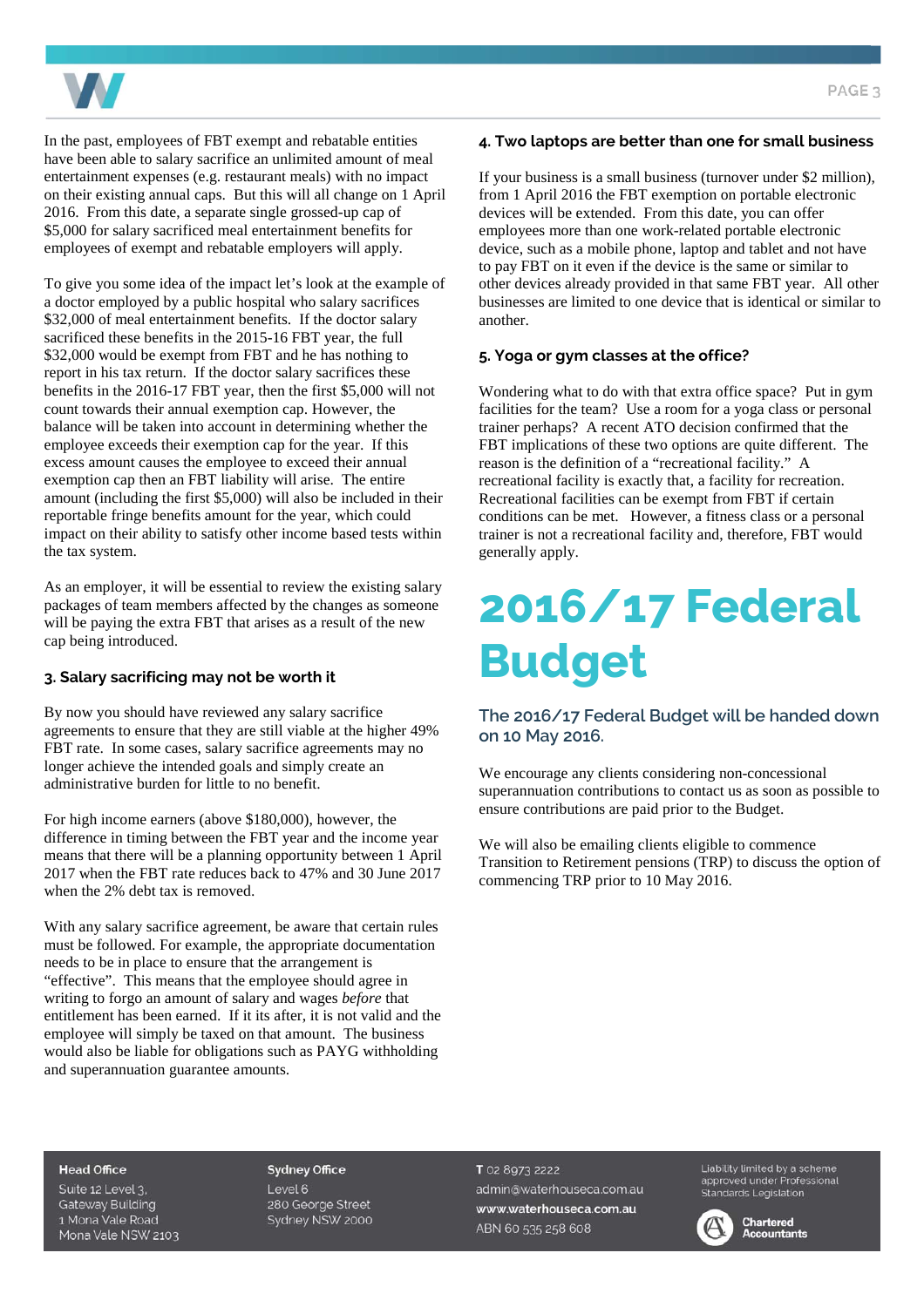In the past, employees of FBT exempt and rebatable entities have been able to salary sacrifice an unlimited amount of meal entertainment expenses (e.g. restaurant meals) with no impact on their existing annual caps. But this will all change on 1 April 2016. From this date, a separate single grossed-up cap of $5,000 for salary sacrificed meal entertainment benefits for employees of exempt and rebatable employers will apply.

To give you some idea of the impact let's look at the example of a doctor employed by a public hospital who salary sacrifices $32,000 of meal entertainment benefits. If the doctor salary sacrificed these benefits in the 2015-16 FBT year, the full $32,000 would be exempt from FBT and he has nothing to report in his tax return. If the doctor salary sacrifices these benefits in the 2016-17 FBT year, then the first $5,000 will not count towards their annual exemption cap. However, the balance will be taken into account in determining whether the employee exceeds their exemption cap for the year. If this excess amount causes the employee to exceed their annual exemption cap then an FBT liability will arise. The entire amount (including the first $5,000) will also be included in their reportable fringe benefits amount for the year, which could impact on their ability to satisfy other income based tests within the tax system.

As an employer, it will be essential to review the existing salary packages of team members affected by the changes as someone will be paying the extra FBT that arises as a result of the new cap being introduced.

### 3. Salary sacrificing may not be worth it

By now you should have reviewed any salary sacrifice agreements to ensure that they are still viable at the higher 49% FBT rate. In some cases, salary sacrifice agreements may no longer achieve the intended goals and simply create an administrative burden for little to no benefit.

For high income earners (above $180,000), however, the difference in timing between the FBT year and the income year means that there will be a planning opportunity between 1 April 2017 when the FBT rate reduces back to 47% and 30 June 2017 when the 2% debt tax is removed.

With any salary sacrifice agreement, be aware that certain rules must be followed. For example, the appropriate documentation needs to be in place to ensure that the arrangement is "effective". This means that the employee should agree in writing to forgo an amount of salary and wages *before* that entitlement has been earned. If it its after, it is not valid and the employee will simply be taxed on that amount. The business would also be liable for obligations such as PAYG withholding and superannuation guarantee amounts.

### 4. Two laptops are better than one for small business

If your business is a small business (turnover under $2 million), from 1 April 2016 the FBT exemption on portable electronic devices will be extended. From this date, you can offer employees more than one work-related portable electronic device, such as a mobile phone, laptop and tablet and not have to pay FBT on it even if the device is the same or similar to other devices already provided in that same FBT year. All other businesses are limited to one device that is identical or similar to another.

### 5. Yoga or gym classes at the office?

Wondering what to do with that extra office space? Put in gym facilities for the team? Use a room for a yoga class or personal trainer perhaps? A recent ATO decision confirmed that the FBT implications of these two options are quite different. The reason is the definition of a "recreational facility." A recreational facility is exactly that, a facility for recreation. Recreational facilities can be exempt from FBT if certain conditions can be met. However, a fitness class or a personal trainer is not a recreational facility and, therefore, FBT would generally apply.

# 2016/17 Federal Budget

## The 2016/17 Federal Budget will be handed down on 10 May 2016.

We encourage any clients considering non-concessional superannuation contributions to contact us as soon as possible to ensure contributions are paid prior to the Budget.

We will also be emailing clients eligible to commence Transition to Retirement pensions (TRP) to discuss the option of commencing TRP prior to 10 May 2016.

**Head Office**
Suite 12 Level 3,
Gateway Building
1 Mona Vale Road
Mona Vale NSW 2103

**Sydney Office**
Level 6
280 George Street
Sydney NSW 2000

**T** 02 8973 2222
admin@waterhouseca.com.au
**www.waterhouseca.com.au**
ABN 60 535 258 608

Liability limited by a scheme approved under Professional Standards Legislation

Chartered Accountants